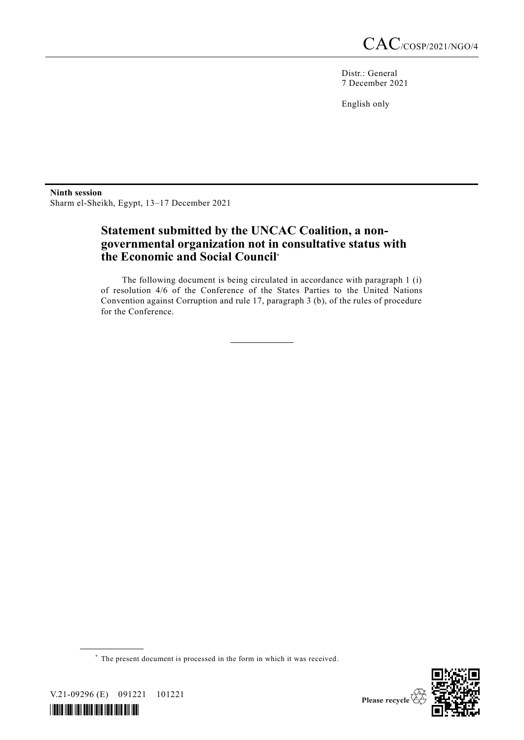CAC/COSP/2021/NGO/4

Distr.: General
7 December 2021

English only

**Ninth session**
Sharm el-Sheikh, Egypt, 13–17 December 2021

# Statement submitted by the UNCAC Coalition, a non-governmental organization not in consultative status with the Economic and Social Council*

The following document is being circulated in accordance with paragraph 1 (i) of resolution 4/6 of the Conference of the States Parties to the United Nations Convention against Corruption and rule 17, paragraph 3 (b), of the rules of procedure for the Conference.

---

* The present document is processed in the form in which it was received.

V.21-09296 (E) 091221 101221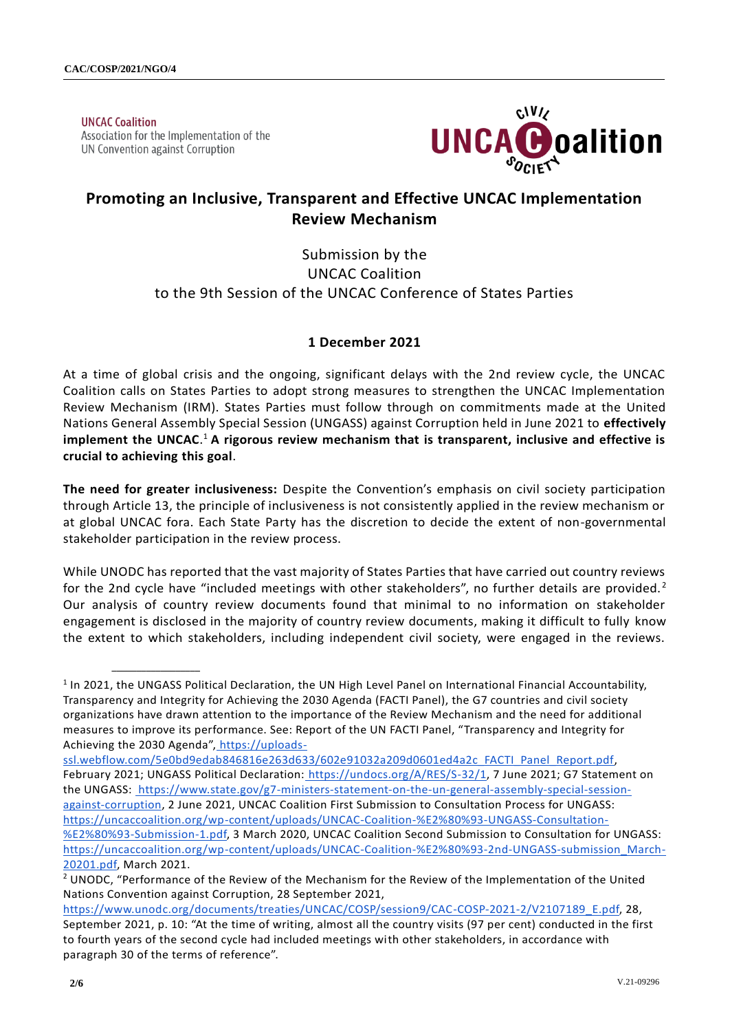UNCAC Coalition
Association for the Implementation of the UN Convention against Corruption

## Promoting an Inclusive, Transparent and Effective UNCAC Implementation Review Mechanism

Submission by the
UNCAC Coalition
to the 9th Session of the UNCAC Conference of States Parties

**1 December 2021**

At a time of global crisis and the ongoing, significant delays with the 2nd review cycle, the UNCAC Coalition calls on States Parties to adopt strong measures to strengthen the UNCAC Implementation Review Mechanism (IRM). States Parties must follow through on commitments made at the United Nations General Assembly Special Session (UNGASS) against Corruption held in June 2021 to **effectively implement the UNCAC**.[1] **A rigorous review mechanism that is transparent, inclusive and effective is crucial to achieving this goal**.

**The need for greater inclusiveness:** Despite the Convention's emphasis on civil society participation through Article 13, the principle of inclusiveness is not consistently applied in the review mechanism or at global UNCAC fora. Each State Party has the discretion to decide the extent of non-governmental stakeholder participation in the review process.

While UNODC has reported that the vast majority of States Parties that have carried out country reviews for the 2nd cycle have "included meetings with other stakeholders", no further details are provided.[2] Our analysis of country review documents found that minimal to no information on stakeholder engagement is disclosed in the majority of country review documents, making it difficult to fully know the extent to which stakeholders, including independent civil society, were engaged in the reviews.

---

[1] In 2021, the UNGASS Political Declaration, the UN High Level Panel on International Financial Accountability, Transparency and Integrity for Achieving the 2030 Agenda (FACTI Panel), the G7 countries and civil society organizations have drawn attention to the importance of the Review Mechanism and the need for additional measures to improve its performance. See: Report of the UN FACTI Panel, "Transparency and Integrity for Achieving the 2030 Agenda", https://uploads-ssl.webflow.com/5e0bd9edab846816e263d633/602e91032a209d0601ed4a2c_FACTI_Panel_Report.pdf, February 2021; UNGASS Political Declaration: https://undocs.org/A/RES/S-32/1, 7 June 2021; G7 Statement on the UNGASS: https://www.state.gov/g7-ministers-statement-on-the-un-general-assembly-special-session-against-corruption, 2 June 2021, UNCAC Coalition First Submission to Consultation Process for UNGASS: https://uncaccoalition.org/wp-content/uploads/UNCAC-Coalition-%E2%80%93-UNGASS-Consultation-%E2%80%93-Submission-1.pdf, 3 March 2020, UNCAC Coalition Second Submission to Consultation for UNGASS: https://uncaccoalition.org/wp-content/uploads/UNCAC-Coalition-%E2%80%93-2nd-UNGASS-submission_March-20201.pdf, March 2021.

[2] UNODC, "Performance of the Review of the Mechanism for the Review of the Implementation of the United Nations Convention against Corruption, 28 September 2021, https://www.unodc.org/documents/treaties/UNCAC/COSP/session9/CAC-COSP-2021-2/V2107189_E.pdf, 28, September 2021, p. 10: "At the time of writing, almost all the country visits (97 per cent) conducted in the first to fourth years of the second cycle had included meetings with other stakeholders, in accordance with paragraph 30 of the terms of reference".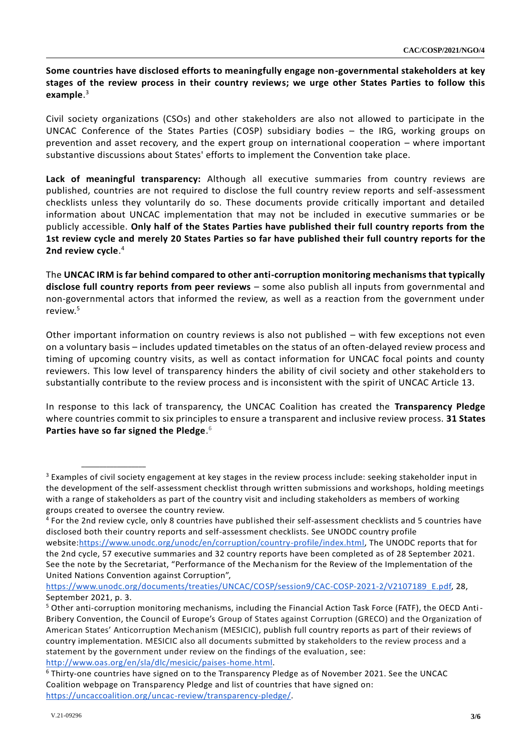**Some countries have disclosed efforts to meaningfully engage non-governmental stakeholders at key stages of the review process in their country reviews; we urge other States Parties to follow this example**.[3]

Civil society organizations (CSOs) and other stakeholders are also not allowed to participate in the UNCAC Conference of the States Parties (COSP) subsidiary bodies – the IRG, working groups on prevention and asset recovery, and the expert group on international cooperation – where important substantive discussions about States' efforts to implement the Convention take place.

**Lack of meaningful transparency:** Although all executive summaries from country reviews are published, countries are not required to disclose the full country review reports and self-assessment checklists unless they voluntarily do so. These documents provide critically important and detailed information about UNCAC implementation that may not be included in executive summaries or be publicly accessible. **Only half of the States Parties have published their full country reports from the 1st review cycle and merely 20 States Parties so far have published their full country reports for the 2nd review cycle**.[4]

The **UNCAC IRM is far behind compared to other anti-corruption monitoring mechanisms that typically disclose full country reports from peer reviews** – some also publish all inputs from governmental and non-governmental actors that informed the review, as well as a reaction from the government under review.[5]

Other important information on country reviews is also not published – with few exceptions not even on a voluntary basis – includes updated timetables on the status of an often-delayed review process and timing of upcoming country visits, as well as contact information for UNCAC focal points and county reviewers. This low level of transparency hinders the ability of civil society and other stakeholders to substantially contribute to the review process and is inconsistent with the spirit of UNCAC Article 13.

In response to this lack of transparency, the UNCAC Coalition has created the **Transparency Pledge** where countries commit to six principles to ensure a transparent and inclusive review process. **31 States Parties have so far signed the Pledge**.[6]

---

[3] Examples of civil society engagement at key stages in the review process include: seeking stakeholder input in the development of the self-assessment checklist through written submissions and workshops, holding meetings with a range of stakeholders as part of the country visit and including stakeholders as members of working groups created to oversee the country review.

[4] For the 2nd review cycle, only 8 countries have published their self-assessment checklists and 5 countries have disclosed both their country reports and self-assessment checklists. See UNODC country profile website:https://www.unodc.org/unodc/en/corruption/country-profile/index.html, The UNODC reports that for the 2nd cycle, 57 executive summaries and 32 country reports have been completed as of 28 September 2021. See the note by the Secretariat, "Performance of the Mechanism for the Review of the Implementation of the United Nations Convention against Corruption", https://www.unodc.org/documents/treaties/UNCAC/COSP/session9/CAC-COSP-2021-2/V2107189_E.pdf, 28, September 2021, p. 3.

[5] Other anti-corruption monitoring mechanisms, including the Financial Action Task Force (FATF), the OECD Anti-Bribery Convention, the Council of Europe's Group of States against Corruption (GRECO) and the Organization of American States' Anticorruption Mechanism (MESICIC), publish full country reports as part of their reviews of country implementation. MESICIC also all documents submitted by stakeholders to the review process and a statement by the government under review on the findings of the evaluation, see: http://www.oas.org/en/sla/dlc/mesicic/paises-home.html.

[6] Thirty-one countries have signed on to the Transparency Pledge as of November 2021. See the UNCAC Coalition webpage on Transparency Pledge and list of countries that have signed on: https://uncaccoalition.org/uncac-review/transparency-pledge/.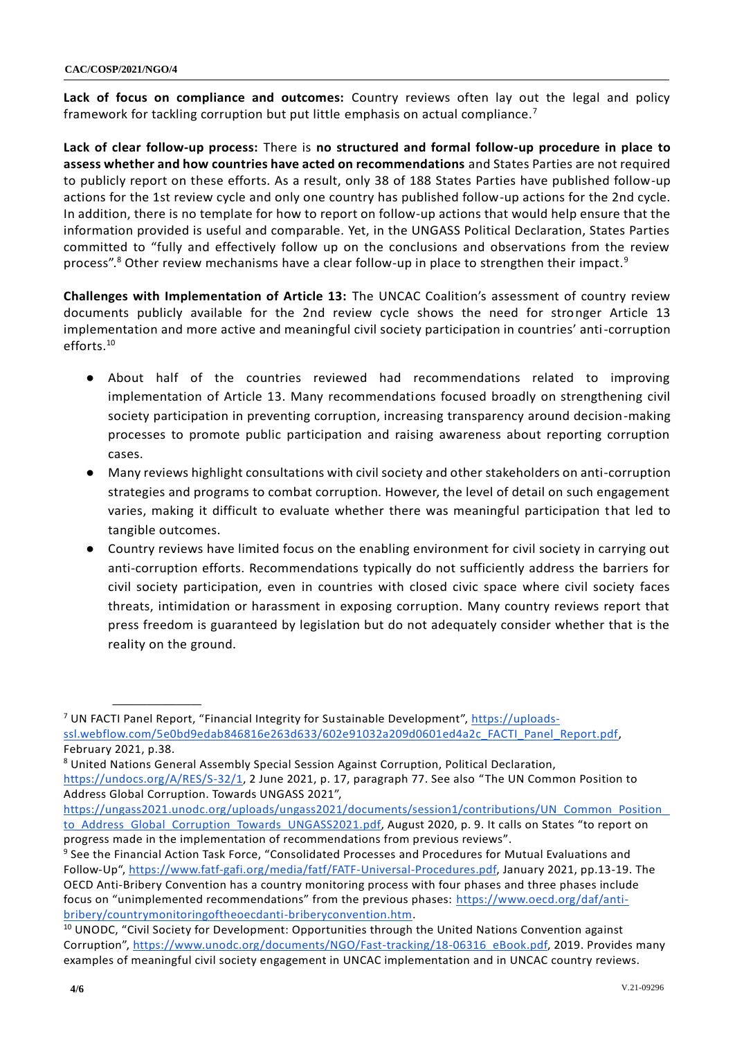**Lack of focus on compliance and outcomes:** Country reviews often lay out the legal and policy framework for tackling corruption but put little emphasis on actual compliance.[7]

**Lack of clear follow-up process:** There is **no structured and formal follow-up procedure in place to assess whether and how countries have acted on recommendations** and States Parties are not required to publicly report on these efforts. As a result, only 38 of 188 States Parties have published follow-up actions for the 1st review cycle and only one country has published follow-up actions for the 2nd cycle. In addition, there is no template for how to report on follow-up actions that would help ensure that the information provided is useful and comparable. Yet, in the UNGASS Political Declaration, States Parties committed to "fully and effectively follow up on the conclusions and observations from the review process".[8] Other review mechanisms have a clear follow-up in place to strengthen their impact.[9]

**Challenges with Implementation of Article 13:** The UNCAC Coalition's assessment of country review documents publicly available for the 2nd review cycle shows the need for stronger Article 13 implementation and more active and meaningful civil society participation in countries' anti-corruption efforts.[10]

- About half of the countries reviewed had recommendations related to improving implementation of Article 13. Many recommendations focused broadly on strengthening civil society participation in preventing corruption, increasing transparency around decision-making processes to promote public participation and raising awareness about reporting corruption cases.
- Many reviews highlight consultations with civil society and other stakeholders on anti-corruption strategies and programs to combat corruption. However, the level of detail on such engagement varies, making it difficult to evaluate whether there was meaningful participation that led to tangible outcomes.
- Country reviews have limited focus on the enabling environment for civil society in carrying out anti-corruption efforts. Recommendations typically do not sufficiently address the barriers for civil society participation, even in countries with closed civic space where civil society faces threats, intimidation or harassment in exposing corruption. Many country reviews report that press freedom is guaranteed by legislation but do not adequately consider whether that is the reality on the ground.

---

[7] UN FACTI Panel Report, "Financial Integrity for Sustainable Development", https://uploads-ssl.webflow.com/5e0bd9edab846816e263d633/602e91032a209d0601ed4a2c_FACTI_Panel_Report.pdf, February 2021, p.38.

[8] United Nations General Assembly Special Session Against Corruption, Political Declaration, https://undocs.org/A/RES/S-32/1, 2 June 2021, p. 17, paragraph 77. See also "The UN Common Position to Address Global Corruption. Towards UNGASS 2021", https://ungass2021.unodc.org/uploads/ungass2021/documents/session1/contributions/UN_Common_Position_to_Address_Global_Corruption_Towards_UNGASS2021.pdf, August 2020, p. 9. It calls on States "to report on progress made in the implementation of recommendations from previous reviews".

[9] See the Financial Action Task Force, "Consolidated Processes and Procedures for Mutual Evaluations and Follow-Up", https://www.fatf-gafi.org/media/fatf/FATF-Universal-Procedures.pdf, January 2021, pp.13-19. The OECD Anti-Bribery Convention has a country monitoring process with four phases and three phases include focus on "unimplemented recommendations" from the previous phases: https://www.oecd.org/daf/anti-bribery/countrymonitoringoftheoecdanti-briberyconvention.htm.

[10] UNODC, "Civil Society for Development: Opportunities through the United Nations Convention against Corruption", https://www.unodc.org/documents/NGO/Fast-tracking/18-06316_eBook.pdf, 2019. Provides many examples of meaningful civil society engagement in UNCAC implementation and in UNCAC country reviews.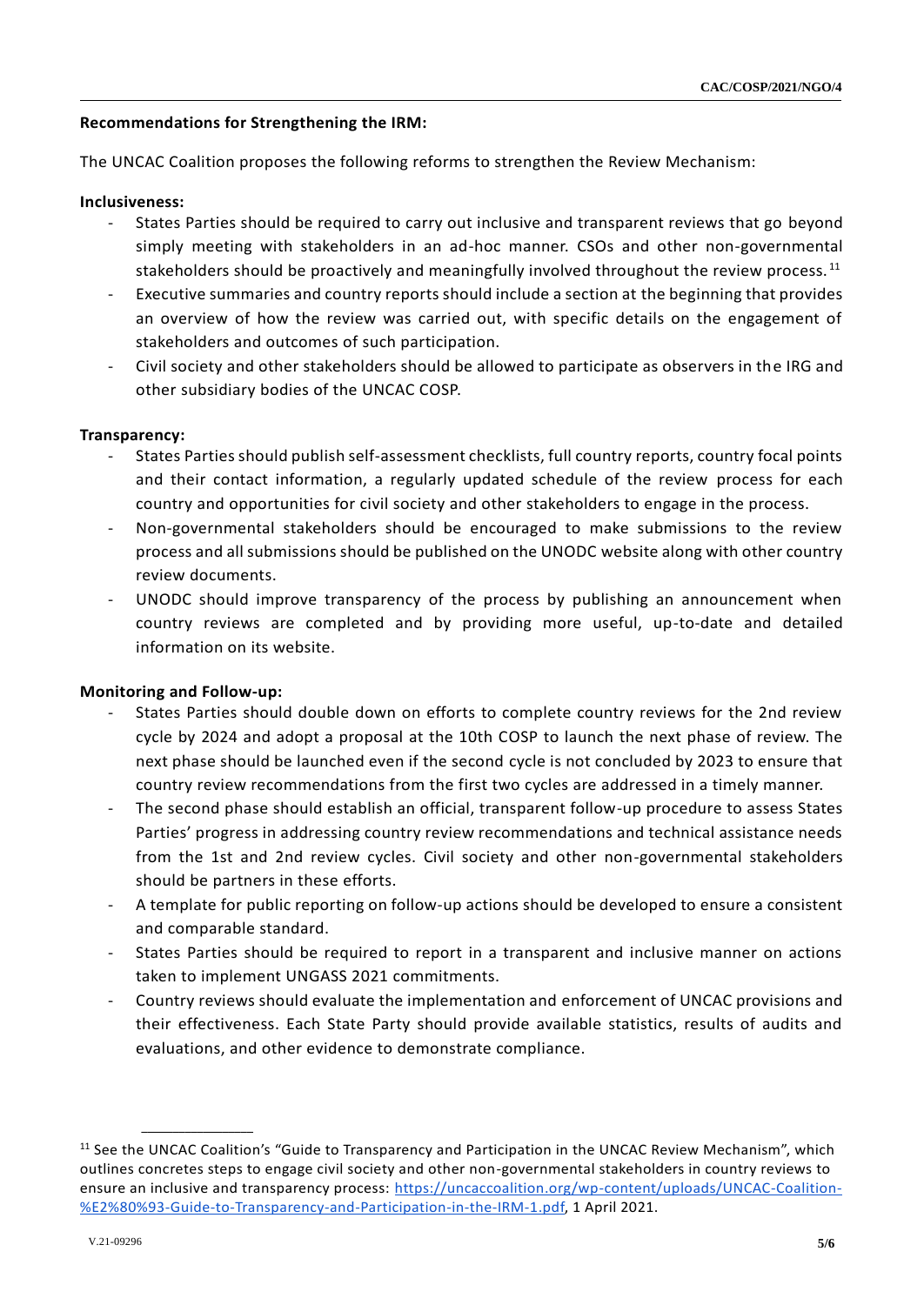**Recommendations for Strengthening the IRM:**

The UNCAC Coalition proposes the following reforms to strengthen the Review Mechanism:

**Inclusiveness:**

- States Parties should be required to carry out inclusive and transparent reviews that go beyond simply meeting with stakeholders in an ad-hoc manner. CSOs and other non-governmental stakeholders should be proactively and meaningfully involved throughout the review process.[11]
- Executive summaries and country reports should include a section at the beginning that provides an overview of how the review was carried out, with specific details on the engagement of stakeholders and outcomes of such participation.
- Civil society and other stakeholders should be allowed to participate as observers in the IRG and other subsidiary bodies of the UNCAC COSP.

**Transparency:**

- States Parties should publish self-assessment checklists, full country reports, country focal points and their contact information, a regularly updated schedule of the review process for each country and opportunities for civil society and other stakeholders to engage in the process.
- Non-governmental stakeholders should be encouraged to make submissions to the review process and all submissions should be published on the UNODC website along with other country review documents.
- UNODC should improve transparency of the process by publishing an announcement when country reviews are completed and by providing more useful, up-to-date and detailed information on its website.

**Monitoring and Follow-up:**

- States Parties should double down on efforts to complete country reviews for the 2nd review cycle by 2024 and adopt a proposal at the 10th COSP to launch the next phase of review. The next phase should be launched even if the second cycle is not concluded by 2023 to ensure that country review recommendations from the first two cycles are addressed in a timely manner.
- The second phase should establish an official, transparent follow-up procedure to assess States Parties' progress in addressing country review recommendations and technical assistance needs from the 1st and 2nd review cycles. Civil society and other non-governmental stakeholders should be partners in these efforts.
- A template for public reporting on follow-up actions should be developed to ensure a consistent and comparable standard.
- States Parties should be required to report in a transparent and inclusive manner on actions taken to implement UNGASS 2021 commitments.
- Country reviews should evaluate the implementation and enforcement of UNCAC provisions and their effectiveness. Each State Party should provide available statistics, results of audits and evaluations, and other evidence to demonstrate compliance.

---

[11] See the UNCAC Coalition's "Guide to Transparency and Participation in the UNCAC Review Mechanism", which outlines concretes steps to engage civil society and other non-governmental stakeholders in country reviews to ensure an inclusive and transparency process: https://uncaccoalition.org/wp-content/uploads/UNCAC-Coalition-%E2%80%93-Guide-to-Transparency-and-Participation-in-the-IRM-1.pdf, 1 April 2021.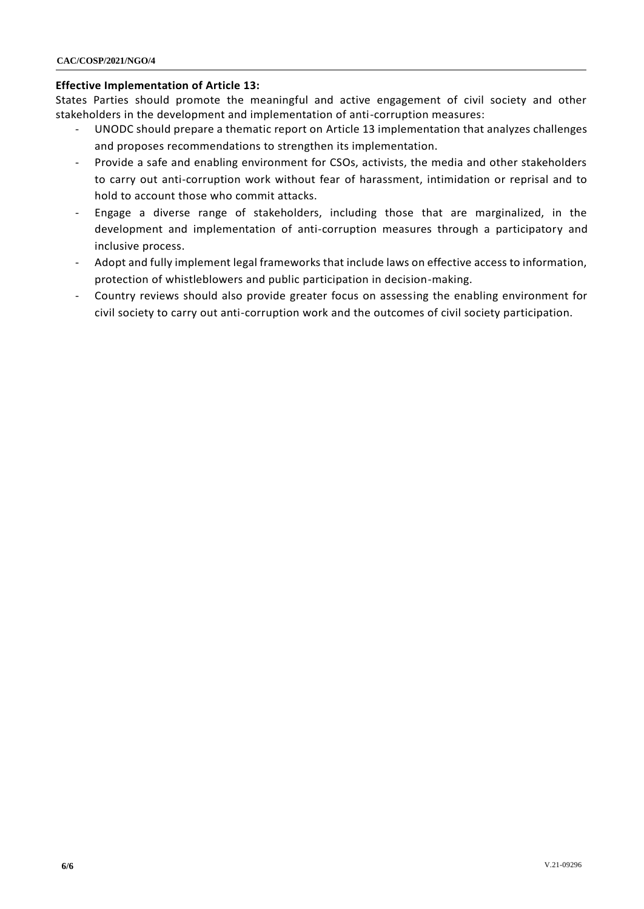**Effective Implementation of Article 13:**

States Parties should promote the meaningful and active engagement of civil society and other stakeholders in the development and implementation of anti-corruption measures:

- UNODC should prepare a thematic report on Article 13 implementation that analyzes challenges and proposes recommendations to strengthen its implementation.
- Provide a safe and enabling environment for CSOs, activists, the media and other stakeholders to carry out anti-corruption work without fear of harassment, intimidation or reprisal and to hold to account those who commit attacks.
- Engage a diverse range of stakeholders, including those that are marginalized, in the development and implementation of anti-corruption measures through a participatory and inclusive process.
- Adopt and fully implement legal frameworks that include laws on effective access to information, protection of whistleblowers and public participation in decision-making.
- Country reviews should also provide greater focus on assessing the enabling environment for civil society to carry out anti-corruption work and the outcomes of civil society participation.